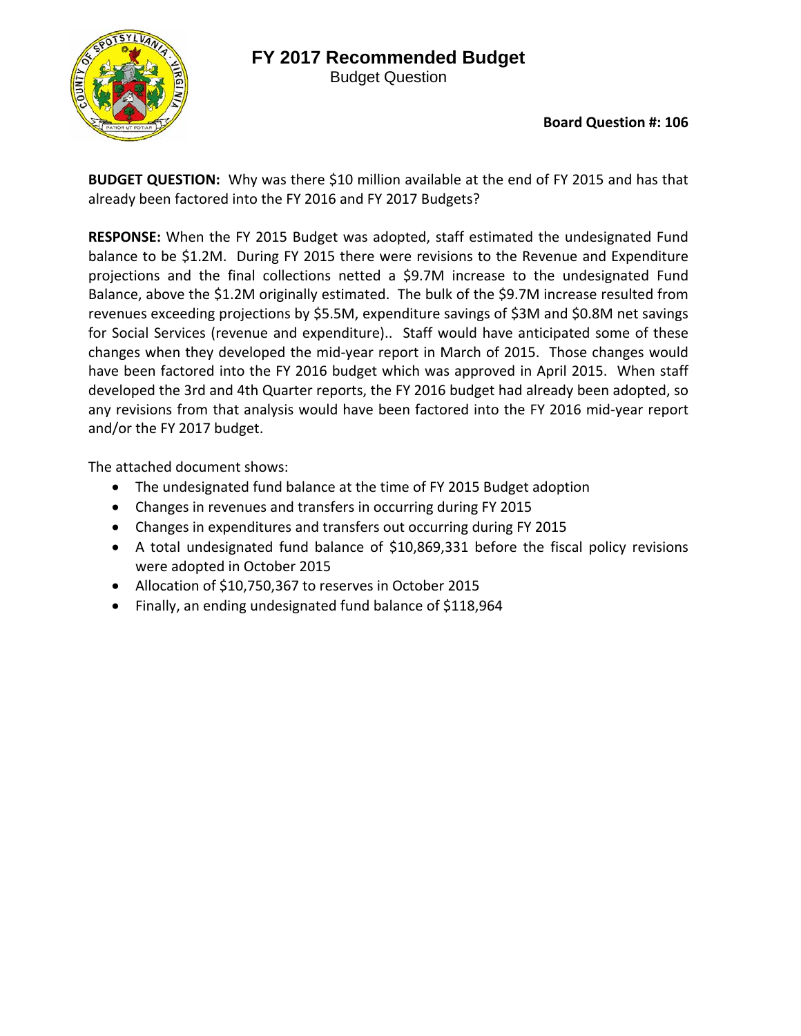# FY 2017 Recommended Budget

Budget Question

**Board Question #: 106**

**BUDGET QUESTION:** Why was there $10 million available at the end of FY 2015 and has that already been factored into the FY 2016 and FY 2017 Budgets?

**RESPONSE:** When the FY 2015 Budget was adopted, staff estimated the undesignated Fund balance to be $1.2M. During FY 2015 there were revisions to the Revenue and Expenditure projections and the final collections netted a $9.7M increase to the undesignated Fund Balance, above the $1.2M originally estimated. The bulk of the $9.7M increase resulted from revenues exceeding projections by $5.5M, expenditure savings of $3M and $0.8M net savings for Social Services (revenue and expenditure).. Staff would have anticipated some of these changes when they developed the mid-year report in March of 2015. Those changes would have been factored into the FY 2016 budget which was approved in April 2015. When staff developed the 3rd and 4th Quarter reports, the FY 2016 budget had already been adopted, so any revisions from that analysis would have been factored into the FY 2016 mid-year report and/or the FY 2017 budget.

The attached document shows:

- The undesignated fund balance at the time of FY 2015 Budget adoption
- Changes in revenues and transfers in occurring during FY 2015
- Changes in expenditures and transfers out occurring during FY 2015
- A total undesignated fund balance of $10,869,331 before the fiscal policy revisions were adopted in October 2015
- Allocation of $10,750,367 to reserves in October 2015
- Finally, an ending undesignated fund balance of $118,964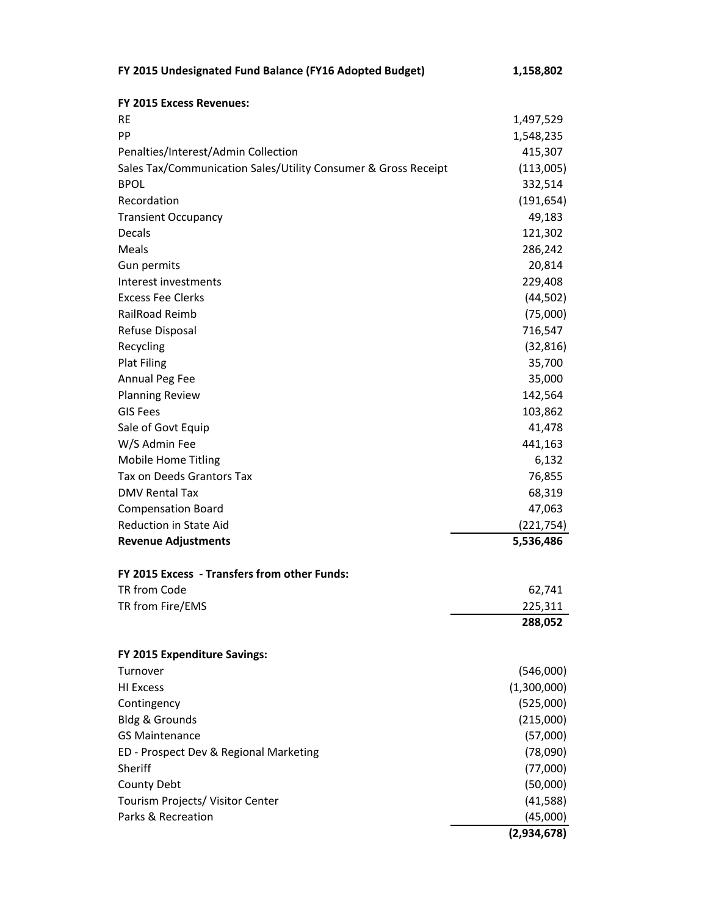| **FY 2015 Undesignated Fund Balance (FY16 Adopted Budget)** | **1,158,802** |
|---|---|
| | |
| **FY 2015 Excess Revenues:** | |
| RE | 1,497,529 |
| PP | 1,548,235 |
| Penalties/Interest/Admin Collection | 415,307 |
| Sales Tax/Communication Sales/Utility Consumer & Gross Receipt | (113,005) |
| BPOL | 332,514 |
| Recordation | (191,654) |
| Transient Occupancy | 49,183 |
| Decals | 121,302 |
| Meals | 286,242 |
| Gun permits | 20,814 |
| Interest investments | 229,408 |
| Excess Fee Clerks | (44,502) |
| RailRoad Reimb | (75,000) |
| Refuse Disposal | 716,547 |
| Recycling | (32,816) |
| Plat Filing | 35,700 |
| Annual Peg Fee | 35,000 |
| Planning Review | 142,564 |
| GIS Fees | 103,862 |
| Sale of Govt Equip | 41,478 |
| W/S Admin Fee | 441,163 |
| Mobile Home Titling | 6,132 |
| Tax on Deeds Grantors Tax | 76,855 |
| DMV Rental Tax | 68,319 |
| Compensation Board | 47,063 |
| Reduction in State Aid | (221,754) |
| **Revenue Adjustments** | **5,536,486** |
| | |
| **FY 2015 Excess - Transfers from other Funds:** | |
| TR from Code | 62,741 |
| TR from Fire/EMS | 225,311 |
| | **288,052** |
| | |
| **FY 2015 Expenditure Savings:** | |
| Turnover | (546,000) |
| HI Excess | (1,300,000) |
| Contingency | (525,000) |
| Bldg & Grounds | (215,000) |
| GS Maintenance | (57,000) |
| ED - Prospect Dev & Regional Marketing | (78,090) |
| Sheriff | (77,000) |
| County Debt | (50,000) |
| Tourism Projects/ Visitor Center | (41,588) |
| Parks & Recreation | (45,000) |
| | **(2,934,678)** |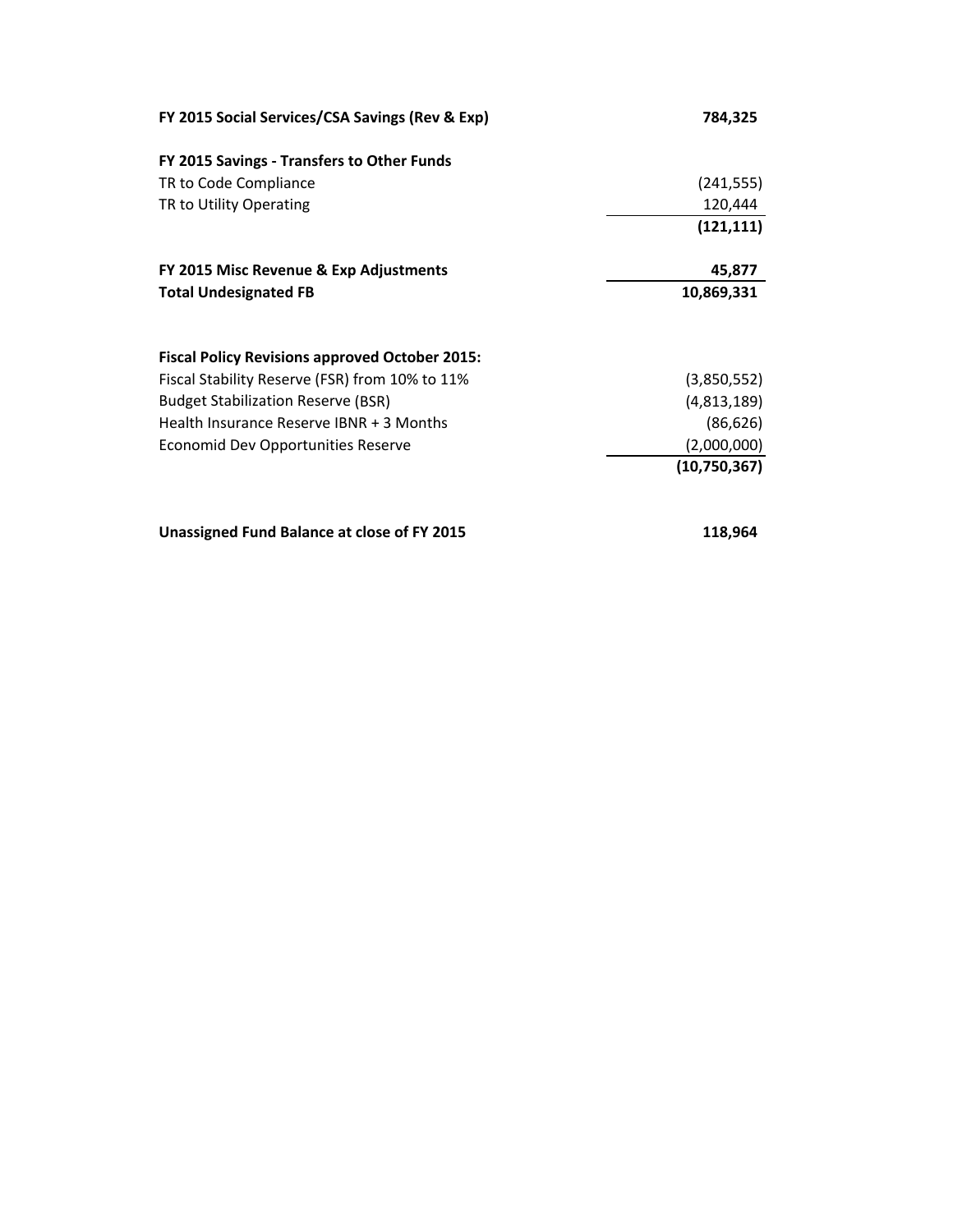| | |
|---|---|
| **FY 2015 Social Services/CSA Savings (Rev & Exp)** | **784,325** |
| | |
| **FY 2015 Savings - Transfers to Other Funds** | |
| TR to Code Compliance | (241,555) |
| TR to Utility Operating | 120,444 |
| | **(121,111)** |
| | |
| **FY 2015 Misc Revenue & Exp Adjustments** | **45,877** |
| **Total Undesignated FB** | **10,869,331** |
| | |
| **Fiscal Policy Revisions approved October 2015:** | |
| Fiscal Stability Reserve (FSR) from 10% to 11% | (3,850,552) |
| Budget Stabilization Reserve (BSR) | (4,813,189) |
| Health Insurance Reserve IBNR + 3 Months | (86,626) |
| Economid Dev Opportunities Reserve | (2,000,000) |
| | **(10,750,367)** |
| | |
| **Unassigned Fund Balance at close of FY 2015** | **118,964** |